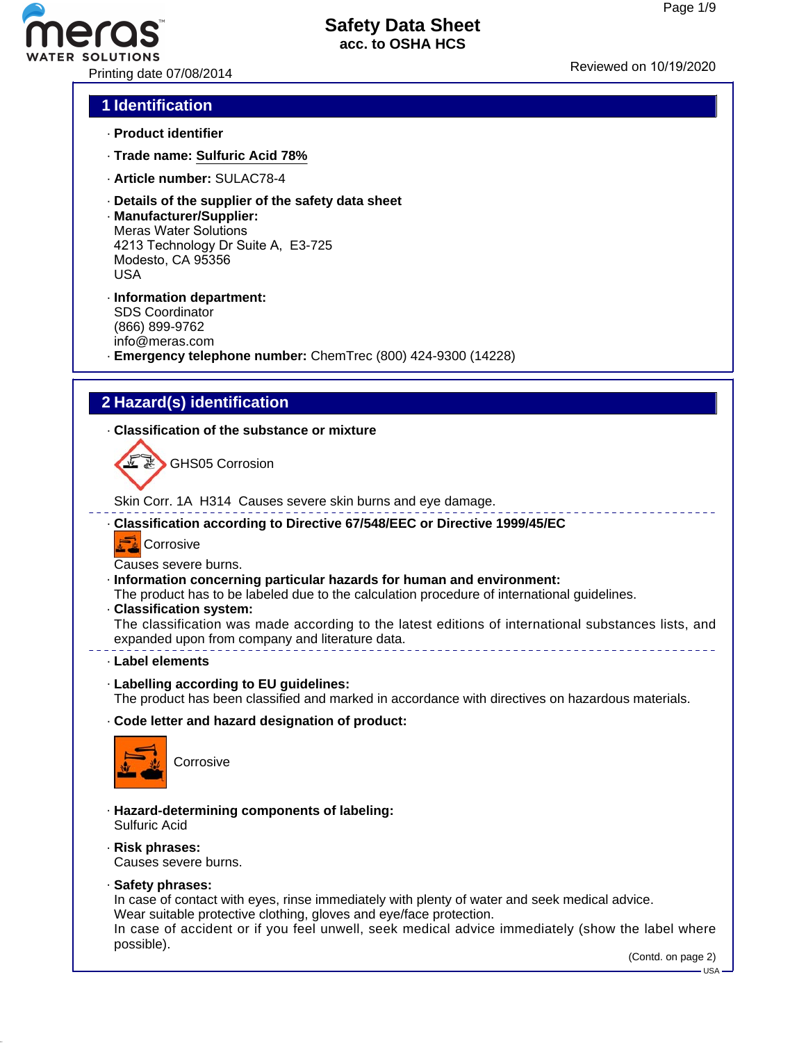# Safety Data Sheet
acc. to OSHA HCS

Printing date 07/08/2014

Reviewed on 10/19/2020

## 1 Identification

· **Product identifier**

· **Trade name: Sulfuric Acid 78%**

· **Article number:** SULAC78-4

· **Details of the supplier of the safety data sheet**
· **Manufacturer/Supplier:**
Meras Water Solutions
4213 Technology Dr Suite A, E3-725
Modesto, CA 95356
USA

· **Information department:**
SDS Coordinator
(866) 899-9762
info@meras.com
· **Emergency telephone number:** ChemTrec (800) 424-9300 (14228)

## 2 Hazard(s) identification

· **Classification of the substance or mixture**

GHS05 Corrosion

Skin Corr. 1A H314 Causes severe skin burns and eye damage.

· **Classification according to Directive 67/548/EEC or Directive 1999/45/EC**

Corrosive

Causes severe burns.
· **Information concerning particular hazards for human and environment:**
The product has to be labeled due to the calculation procedure of international guidelines.
· **Classification system:**
The classification was made according to the latest editions of international substances lists, and expanded upon from company and literature data.

· **Label elements**

· **Labelling according to EU guidelines:**
The product has been classified and marked in accordance with directives on hazardous materials.

· **Code letter and hazard designation of product:**

Corrosive

· **Hazard-determining components of labeling:**
Sulfuric Acid

· **Risk phrases:**
Causes severe burns.

· **Safety phrases:**
In case of contact with eyes, rinse immediately with plenty of water and seek medical advice.
Wear suitable protective clothing, gloves and eye/face protection.
In case of accident or if you feel unwell, seek medical advice immediately (show the label where possible).

(Contd. on page 2)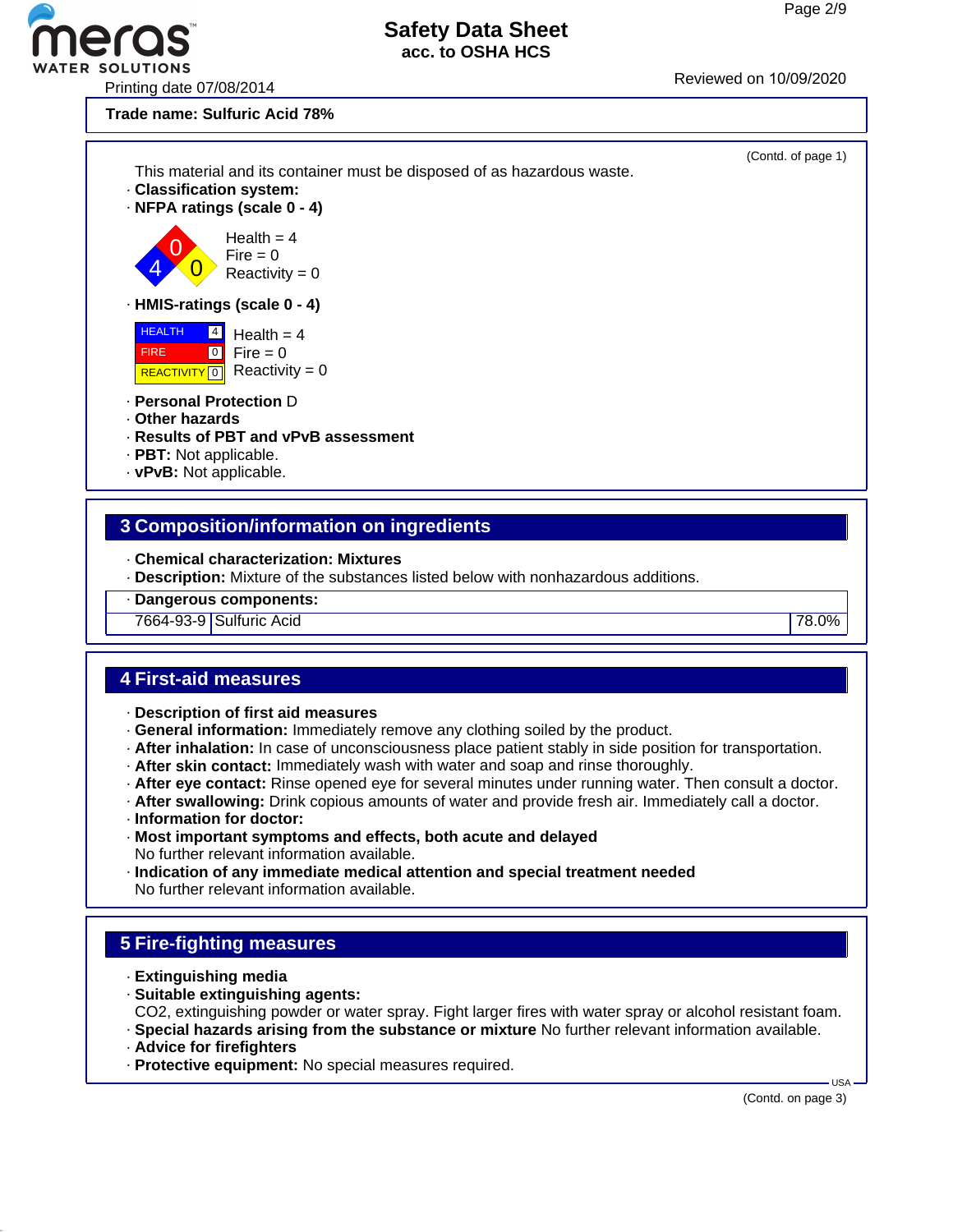**Trade name: Sulfuric Acid 78%**

(Contd. of page 1)

This material and its container must be disposed of as hazardous waste.

· **Classification system:**

· **NFPA ratings (scale 0 - 4)**

Health = 4
Fire = 0
Reactivity = 0

· **HMIS-ratings (scale 0 - 4)**

| | | |
|---|---|---|
| HEALTH | 4 | Health = 4 |
| FIRE | 0 | Fire = 0 |
| REACTIVITY | 0 | Reactivity = 0 |

· **Personal Protection** D

· **Other hazards**

· **Results of PBT and vPvB assessment**

· **PBT:** Not applicable.

· **vPvB:** Not applicable.

## 3 Composition/information on ingredients

· **Chemical characterization: Mixtures**

· **Description:** Mixture of the substances listed below with nonhazardous additions.

| · Dangerous components: | | |
|---|---|---|
| 7664-93-9 | Sulfuric Acid | 78.0% |

## 4 First-aid measures

· **Description of first aid measures**

· **General information:** Immediately remove any clothing soiled by the product.

· **After inhalation:** In case of unconsciousness place patient stably in side position for transportation.

· **After skin contact:** Immediately wash with water and soap and rinse thoroughly.

· **After eye contact:** Rinse opened eye for several minutes under running water. Then consult a doctor.

· **After swallowing:** Drink copious amounts of water and provide fresh air. Immediately call a doctor.

· **Information for doctor:**

· **Most important symptoms and effects, both acute and delayed**
No further relevant information available.

· **Indication of any immediate medical attention and special treatment needed**
No further relevant information available.

## 5 Fire-fighting measures

· **Extinguishing media**

· **Suitable extinguishing agents:**
$CO_2$, extinguishing powder or water spray. Fight larger fires with water spray or alcohol resistant foam.

· **Special hazards arising from the substance or mixture** No further relevant information available.

· **Advice for firefighters**

· **Protective equipment:** No special measures required.

(Contd. on page 3)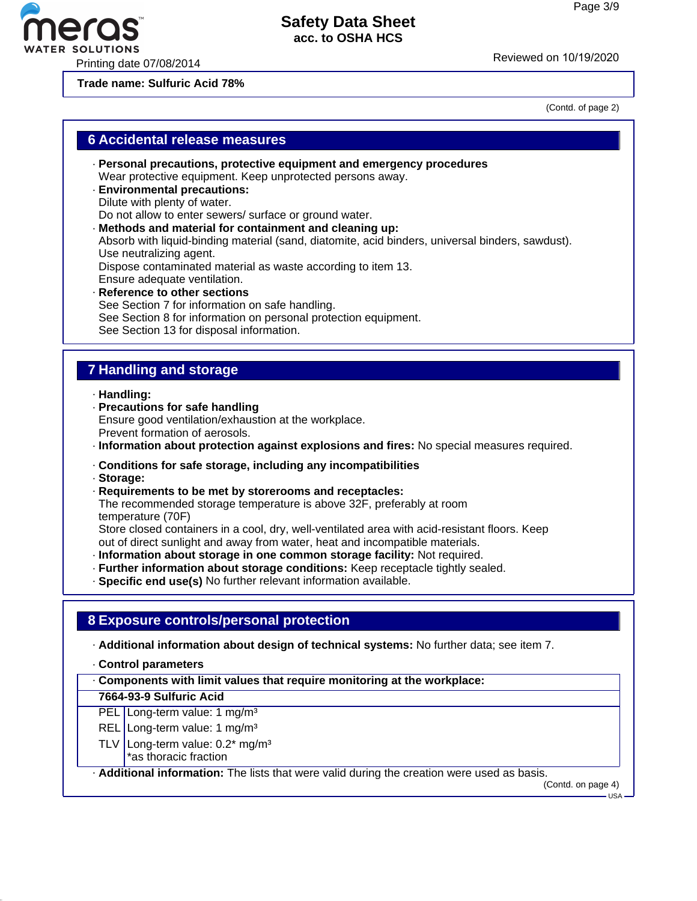Trade name: **Sulfuric Acid 78%**

(Contd. of page 2)

## 6 Accidental release measures

· **Personal precautions, protective equipment and emergency procedures**
Wear protective equipment. Keep unprotected persons away.
· **Environmental precautions:**
Dilute with plenty of water.
Do not allow to enter sewers/ surface or ground water.
· **Methods and material for containment and cleaning up:**
Absorb with liquid-binding material (sand, diatomite, acid binders, universal binders, sawdust).
Use neutralizing agent.
Dispose contaminated material as waste according to item 13.
Ensure adequate ventilation.
· **Reference to other sections**
See Section 7 for information on safe handling.
See Section 8 for information on personal protection equipment.
See Section 13 for disposal information.

## 7 Handling and storage

· **Handling:**
· **Precautions for safe handling**
Ensure good ventilation/exhaustion at the workplace.
Prevent formation of aerosols.
· **Information about protection against explosions and fires:** No special measures required.

· **Conditions for safe storage, including any incompatibilities**
· **Storage:**
· **Requirements to be met by storerooms and receptacles:**
The recommended storage temperature is above 32F, preferably at room temperature (70F)
Store closed containers in a cool, dry, well-ventilated area with acid-resistant floors. Keep out of direct sunlight and away from water, heat and incompatible materials.
· **Information about storage in one common storage facility:** Not required.
· **Further information about storage conditions:** Keep receptacle tightly sealed.
· **Specific end use(s)** No further relevant information available.

## 8 Exposure controls/personal protection

· **Additional information about design of technical systems:** No further data; see item 7.

· **Control parameters**

| · **Components with limit values that require monitoring at the workplace:** | |
|---|---|
| **7664-93-9 Sulfuric Acid** | |
| PEL | Long-term value: 1 mg/m³ |
| REL | Long-term value: 1 mg/m³ |
| TLV | Long-term value: 0.2* mg/m³<br>*as thoracic fraction |

· **Additional information:** The lists that were valid during the creation were used as basis.

(Contd. on page 4)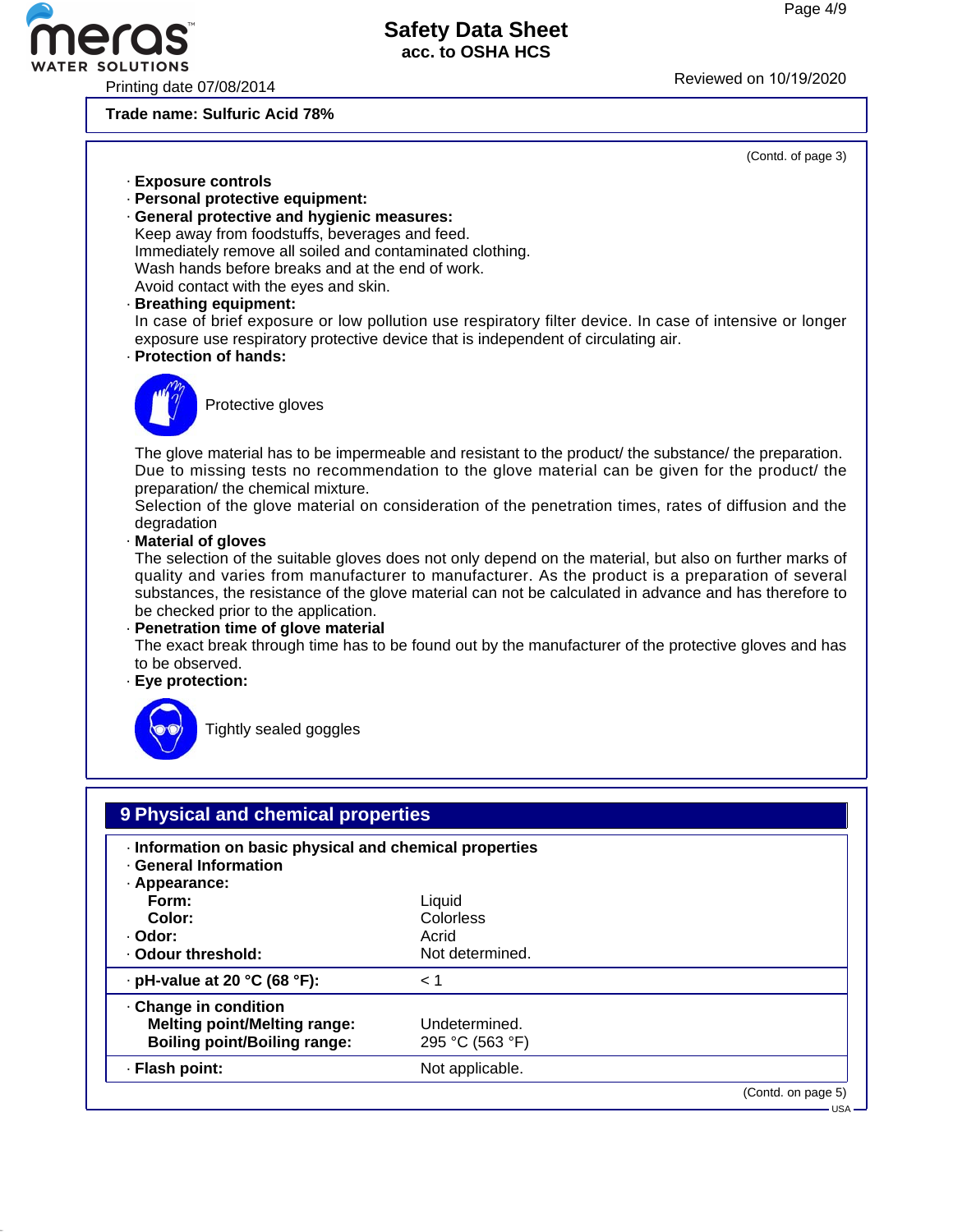Trade name: Sulfuric Acid 78%

(Contd. of page 3)

· **Exposure controls**
· **Personal protective equipment:**
· **General protective and hygienic measures:**
Keep away from foodstuffs, beverages and feed.
Immediately remove all soiled and contaminated clothing.
Wash hands before breaks and at the end of work.
Avoid contact with the eyes and skin.
· **Breathing equipment:**
In case of brief exposure or low pollution use respiratory filter device. In case of intensive or longer exposure use respiratory protective device that is independent of circulating air.
· **Protection of hands:**

Protective gloves

The glove material has to be impermeable and resistant to the product/ the substance/ the preparation.
Due to missing tests no recommendation to the glove material can be given for the product/ the preparation/ the chemical mixture.
Selection of the glove material on consideration of the penetration times, rates of diffusion and the degradation
· **Material of gloves**
The selection of the suitable gloves does not only depend on the material, but also on further marks of quality and varies from manufacturer to manufacturer. As the product is a preparation of several substances, the resistance of the glove material can not be calculated in advance and has therefore to be checked prior to the application.
· **Penetration time of glove material**
The exact break through time has to be found out by the manufacturer of the protective gloves and has to be observed.
· **Eye protection:**

Tightly sealed goggles

## 9 Physical and chemical properties

· **Information on basic physical and chemical properties**
· **General Information**
· **Appearance:**

| | |
|---|---|
| **Form:** | Liquid |
| **Color:** | Colorless |
| · **Odor:** | Acrid |
| · **Odour threshold:** | Not determined. |
| · **pH-value at 20 °C (68 °F):** | < 1 |
| · **Change in condition** | |
| **Melting point/Melting range:** | Undetermined. |
| **Boiling point/Boiling range:** | 295 °C (563 °F) |
| · **Flash point:** | Not applicable. |

(Contd. on page 5)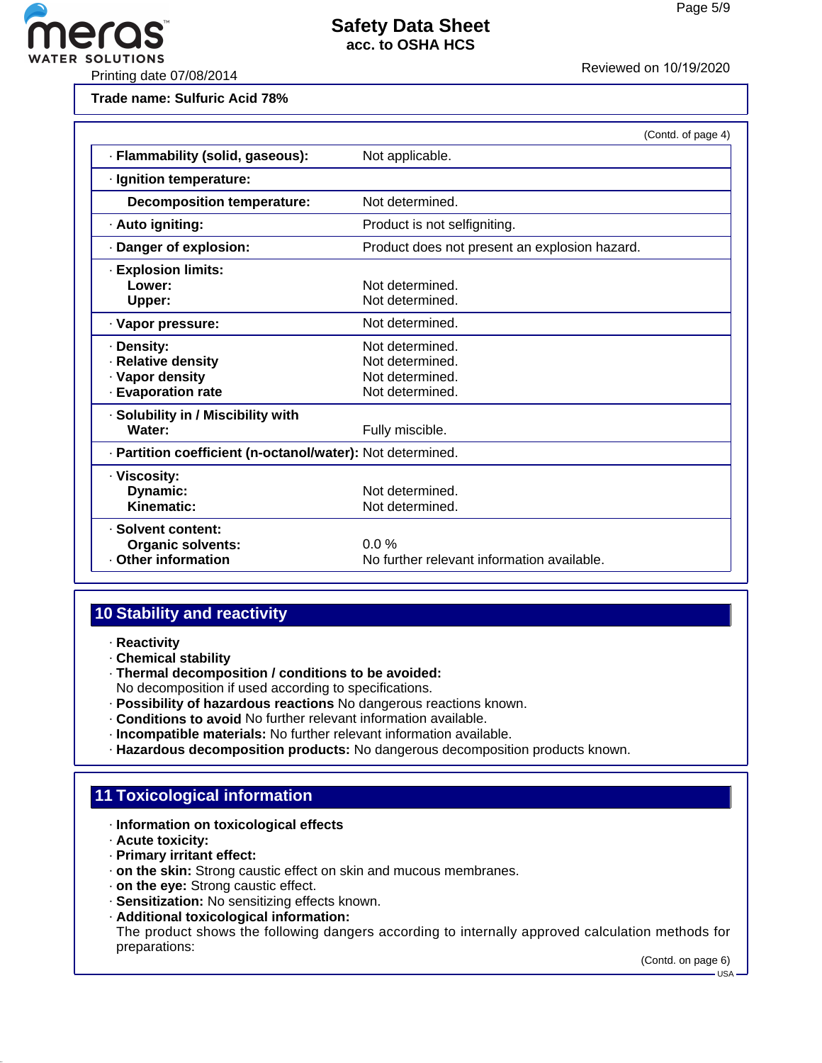Trade name: **Sulfuric Acid 78%**

(Contd. of page 4)

| Property | Value |
|---|---|
| · **Flammability (solid, gaseous):** | Not applicable. |
| · **Ignition temperature:** | |
| **Decomposition temperature:** | Not determined. |
| · **Auto igniting:** | Product is not selfigniting. |
| · **Danger of explosion:** | Product does not present an explosion hazard. |
| · **Explosion limits:** | |
| **Lower:** | Not determined. |
| **Upper:** | Not determined. |
| · **Vapor pressure:** | Not determined. |
| · **Density:** | Not determined. |
| · **Relative density** | Not determined. |
| · **Vapor density** | Not determined. |
| · **Evaporation rate** | Not determined. |
| · **Solubility in / Miscibility with** | |
| **Water:** | Fully miscible. |
| · **Partition coefficient (n-octanol/water):** | Not determined. |
| · **Viscosity:** | |
| **Dynamic:** | Not determined. |
| **Kinematic:** | Not determined. |
| · **Solvent content:** | |
| **Organic solvents:** | 0.0 % |
| · **Other information** | No further relevant information available. |

## 10 Stability and reactivity

- · **Reactivity**
- · **Chemical stability**
- · **Thermal decomposition / conditions to be avoided:**
  No decomposition if used according to specifications.
- · **Possibility of hazardous reactions** No dangerous reactions known.
- · **Conditions to avoid** No further relevant information available.
- · **Incompatible materials:** No further relevant information available.
- · **Hazardous decomposition products:** No dangerous decomposition products known.

## 11 Toxicological information

- · **Information on toxicological effects**
- · **Acute toxicity:**
- · **Primary irritant effect:**
- · **on the skin:** Strong caustic effect on skin and mucous membranes.
- · **on the eye:** Strong caustic effect.
- · **Sensitization:** No sensitizing effects known.
- · **Additional toxicological information:**
  The product shows the following dangers according to internally approved calculation methods for preparations:

(Contd. on page 6)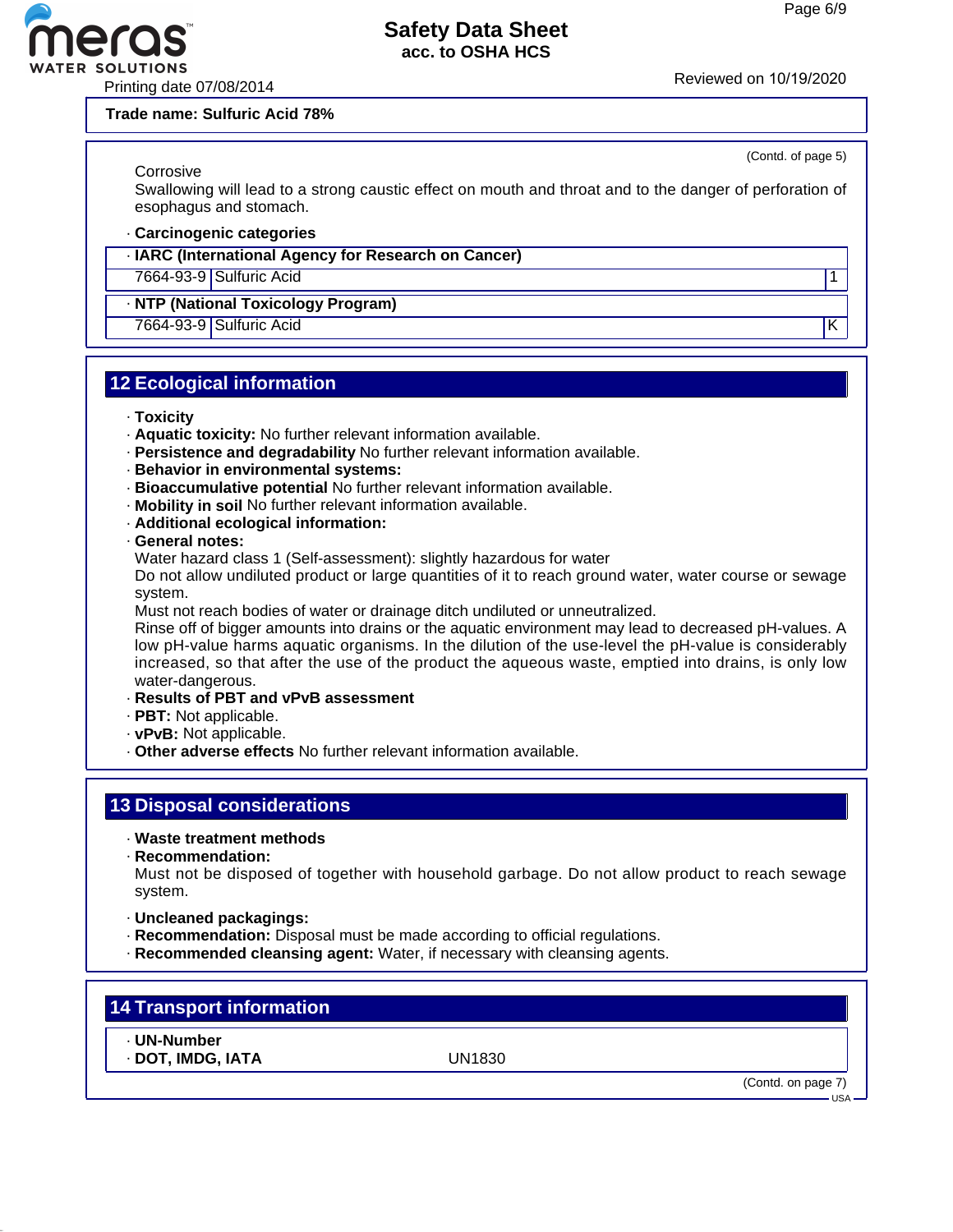**Trade name: Sulfuric Acid 78%**

(Contd. of page 5)

Corrosive
Swallowing will lead to a strong caustic effect on mouth and throat and to the danger of perforation of esophagus and stomach.

· **Carcinogenic categories**

| · **IARC (International Agency for Research on Cancer)** | | |
|---|---|---|
| 7664-93-9 | Sulfuric Acid | 1 |

| · **NTP (National Toxicology Program)** | | |
|---|---|---|
| 7664-93-9 | Sulfuric Acid | K |

## 12 Ecological information

· **Toxicity**
· **Aquatic toxicity:** No further relevant information available.
· **Persistence and degradability** No further relevant information available.
· **Behavior in environmental systems:**
· **Bioaccumulative potential** No further relevant information available.
· **Mobility in soil** No further relevant information available.
· **Additional ecological information:**
· **General notes:**
Water hazard class 1 (Self-assessment): slightly hazardous for water
Do not allow undiluted product or large quantities of it to reach ground water, water course or sewage system.
Must not reach bodies of water or drainage ditch undiluted or unneutralized.
Rinse off of bigger amounts into drains or the aquatic environment may lead to decreased pH-values. A low pH-value harms aquatic organisms. In the dilution of the use-level the pH-value is considerably increased, so that after the use of the product the aqueous waste, emptied into drains, is only low water-dangerous.
· **Results of PBT and vPvB assessment**
· **PBT:** Not applicable.
· **vPvB:** Not applicable.
· **Other adverse effects** No further relevant information available.

## 13 Disposal considerations

· **Waste treatment methods**
· **Recommendation:**
Must not be disposed of together with household garbage. Do not allow product to reach sewage system.

· **Uncleaned packagings:**
· **Recommendation:** Disposal must be made according to official regulations.
· **Recommended cleansing agent:** Water, if necessary with cleansing agents.

## 14 Transport information

| · **UN-Number** | |
|---|---|
| · **DOT, IMDG, IATA** | UN1830 |

(Contd. on page 7)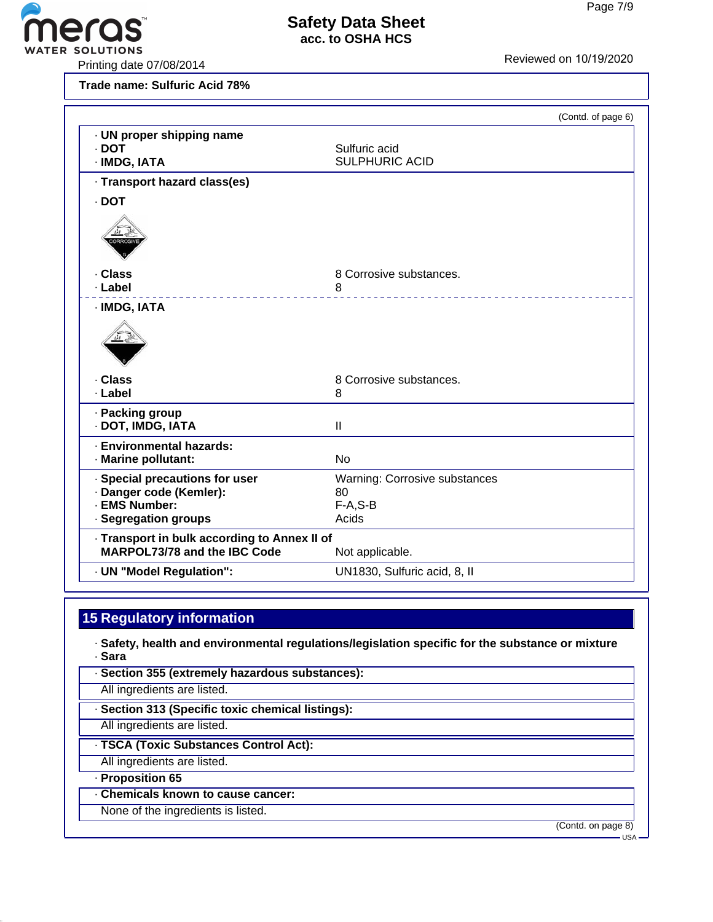Trade name: Sulfuric Acid 78%

(Contd. of page 6)

· **UN proper shipping name**
· **DOT** Sulfuric acid
· **IMDG, IATA** SULPHURIC ACID

· **Transport hazard class(es)**

· **DOT**

· **Class** 8 Corrosive substances.
· **Label** 8

· **IMDG, IATA**

· **Class** 8 Corrosive substances.
· **Label** 8

· **Packing group**
· **DOT, IMDG, IATA** II

· **Environmental hazards:**
· **Marine pollutant:** No

· **Special precautions for user** Warning: Corrosive substances
· **Danger code (Kemler):** 80
· **EMS Number:** F-A,S-B
· **Segregation groups** Acids

· **Transport in bulk according to Annex II of MARPOL73/78 and the IBC Code** Not applicable.

· **UN "Model Regulation":** UN1830, Sulfuric acid, 8, II

## 15 Regulatory information

· **Safety, health and environmental regulations/legislation specific for the substance or mixture**
· **Sara**

· **Section 355 (extremely hazardous substances):**
All ingredients are listed.

· **Section 313 (Specific toxic chemical listings):**
All ingredients are listed.

· **TSCA (Toxic Substances Control Act):**
All ingredients are listed.

· **Proposition 65**

· **Chemicals known to cause cancer:**
None of the ingredients is listed.

(Contd. on page 8)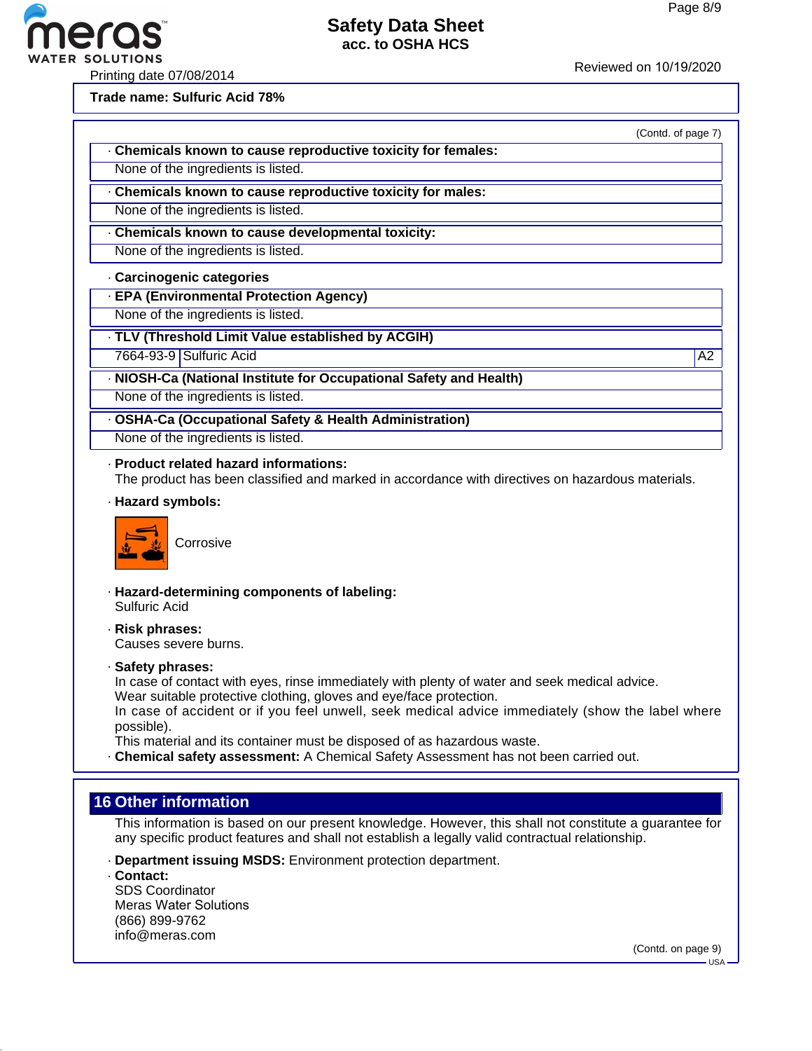(Contd. of page 7)

· **Chemicals known to cause reproductive toxicity for females:**

None of the ingredients is listed.

· **Chemicals known to cause reproductive toxicity for males:**

None of the ingredients is listed.

· **Chemicals known to cause developmental toxicity:**

None of the ingredients is listed.

· **Carcinogenic categories**

· **EPA (Environmental Protection Agency)**

None of the ingredients is listed.

· **TLV (Threshold Limit Value established by ACGIH)**

| 7664-93-9 | Sulfuric Acid | A2 |
|---|---|---|

· **NIOSH-Ca (National Institute for Occupational Safety and Health)**

None of the ingredients is listed.

· **OSHA-Ca (Occupational Safety & Health Administration)**

None of the ingredients is listed.

· **Product related hazard informations:**
The product has been classified and marked in accordance with directives on hazardous materials.

· **Hazard symbols:**

Corrosive

· **Hazard-determining components of labeling:**
Sulfuric Acid

· **Risk phrases:**
Causes severe burns.

· **Safety phrases:**
In case of contact with eyes, rinse immediately with plenty of water and seek medical advice.
Wear suitable protective clothing, gloves and eye/face protection.
In case of accident or if you feel unwell, seek medical advice immediately (show the label where possible).
This material and its container must be disposed of as hazardous waste.

· **Chemical safety assessment:** A Chemical Safety Assessment has not been carried out.

## 16 Other information

This information is based on our present knowledge. However, this shall not constitute a guarantee for any specific product features and shall not establish a legally valid contractual relationship.

· **Department issuing MSDS:** Environment protection department.

· **Contact:**
SDS Coordinator
Meras Water Solutions
(866) 899-9762
info@meras.com

(Contd. on page 9)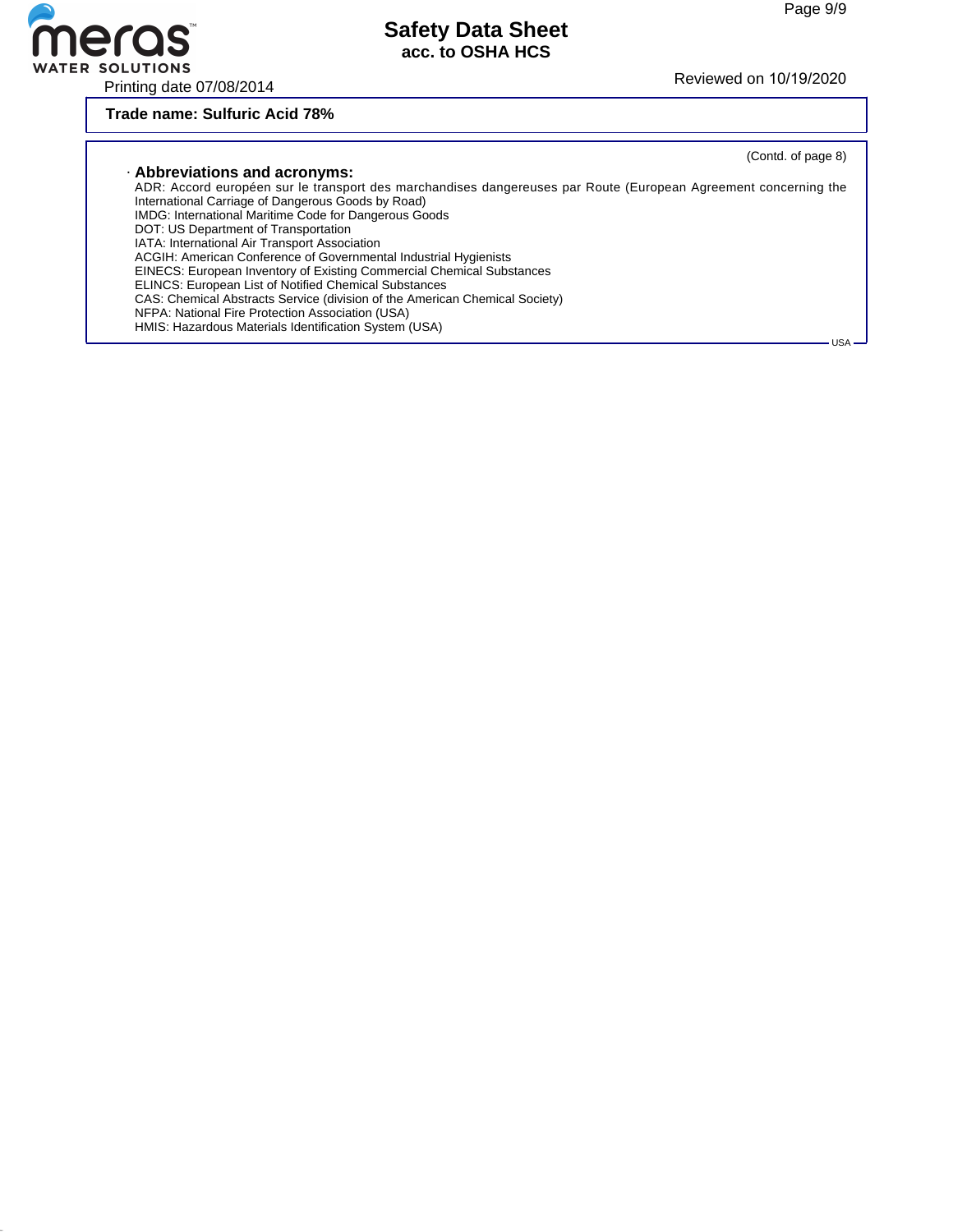**Trade name: Sulfuric Acid 78%**

(Contd. of page 8)

· **Abbreviations and acronyms:**

ADR: Accord européen sur le transport des marchandises dangereuses par Route (European Agreement concerning the International Carriage of Dangerous Goods by Road)
IMDG: International Maritime Code for Dangerous Goods
DOT: US Department of Transportation
IATA: International Air Transport Association
ACGIH: American Conference of Governmental Industrial Hygienists
EINECS: European Inventory of Existing Commercial Chemical Substances
ELINCS: European List of Notified Chemical Substances
CAS: Chemical Abstracts Service (division of the American Chemical Society)
NFPA: National Fire Protection Association (USA)
HMIS: Hazardous Materials Identification System (USA)

USA